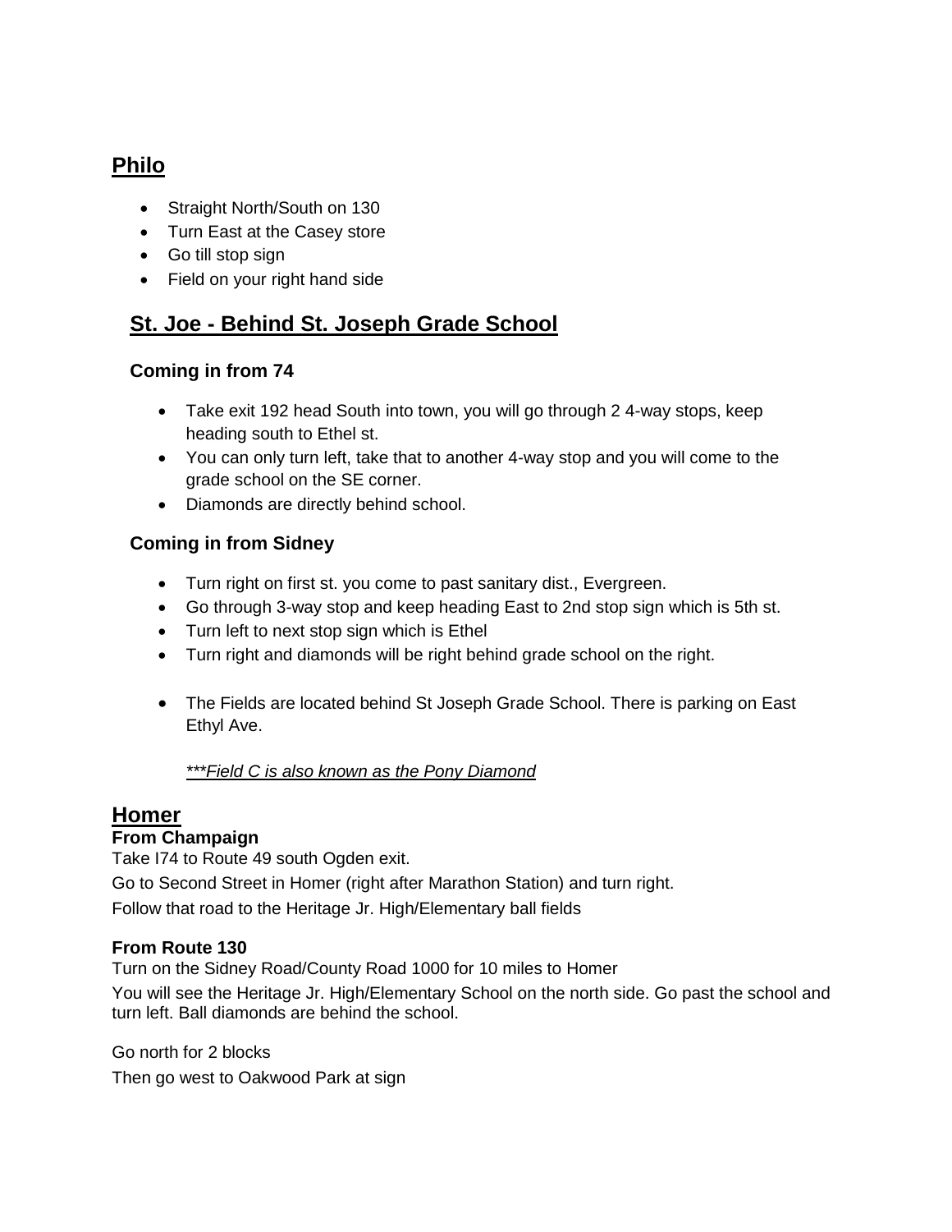## Philo

- Straight North/South on 130
- Turn East at the Casey store
- Go till stop sign
- Field on your right hand side

## St. Joe - Behind St. Joseph Grade School

### Coming in from 74

- Take exit 192 head South into town, you will go through 2 4-way stops, keep heading south to Ethel st.
- You can only turn left, take that to another 4-way stop and you will come to the grade school on the SE corner.
- Diamonds are directly behind school.

### Coming in from Sidney

- Turn right on first st. you come to past sanitary dist., Evergreen.
- Go through 3-way stop and keep heading East to 2nd stop sign which is 5th st.
- Turn left to next stop sign which is Ethel
- Turn right and diamonds will be right behind grade school on the right.

- The Fields are located behind St Joseph Grade School. There is parking on East Ethyl Ave.

  *\*\*\*Field C is also known as the Pony Diamond*

## Homer

### From Champaign

Take I74 to Route 49 south Ogden exit.

Go to Second Street in Homer (right after Marathon Station) and turn right.

Follow that road to the Heritage Jr. High/Elementary ball fields

### From Route 130

Turn on the Sidney Road/County Road 1000 for 10 miles to Homer

You will see the Heritage Jr. High/Elementary School on the north side. Go past the school and turn left. Ball diamonds are behind the school.

Go north for 2 blocks

Then go west to Oakwood Park at sign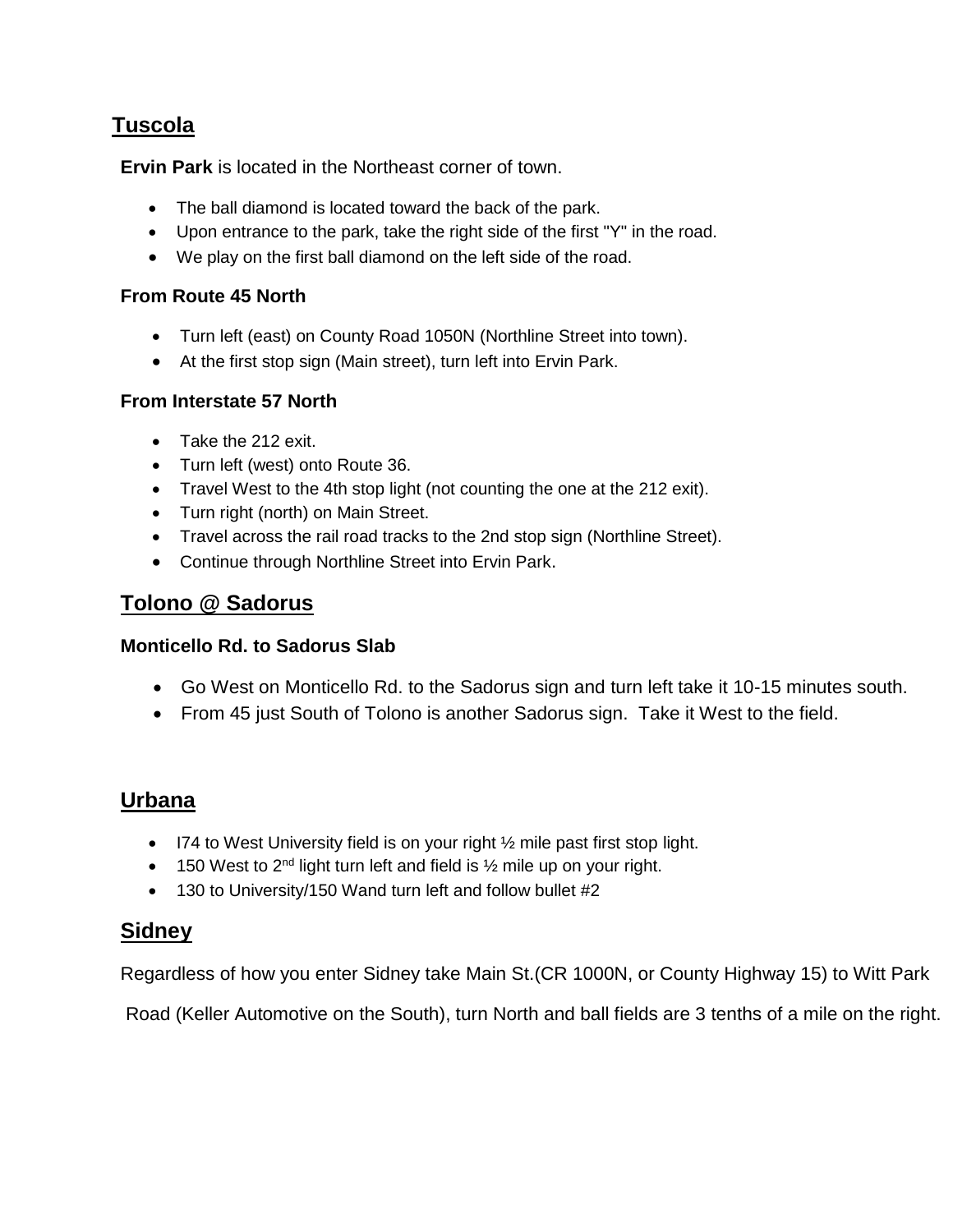## Tuscola

**Ervin Park** is located in the Northeast corner of town.

- The ball diamond is located toward the back of the park.
- Upon entrance to the park, take the right side of the first "Y" in the road.
- We play on the first ball diamond on the left side of the road.

### From Route 45 North

- Turn left (east) on County Road 1050N (Northline Street into town).
- At the first stop sign (Main street), turn left into Ervin Park.

### From Interstate 57 North

- Take the 212 exit.
- Turn left (west) onto Route 36.
- Travel West to the 4th stop light (not counting the one at the 212 exit).
- Turn right (north) on Main Street.
- Travel across the rail road tracks to the 2nd stop sign (Northline Street).
- Continue through Northline Street into Ervin Park.

## Tolono @ Sadorus

### Monticello Rd. to Sadorus Slab

- Go West on Monticello Rd. to the Sadorus sign and turn left take it 10-15 minutes south.
- From 45 just South of Tolono is another Sadorus sign. Take it West to the field.

## Urbana

- I74 to West University field is on your right ½ mile past first stop light.
- 150 West to 2nd light turn left and field is ½ mile up on your right.
- 130 to University/150 Wand turn left and follow bullet #2

## Sidney

Regardless of how you enter Sidney take Main St.(CR 1000N, or County Highway 15) to Witt Park Road (Keller Automotive on the South), turn North and ball fields are 3 tenths of a mile on the right.